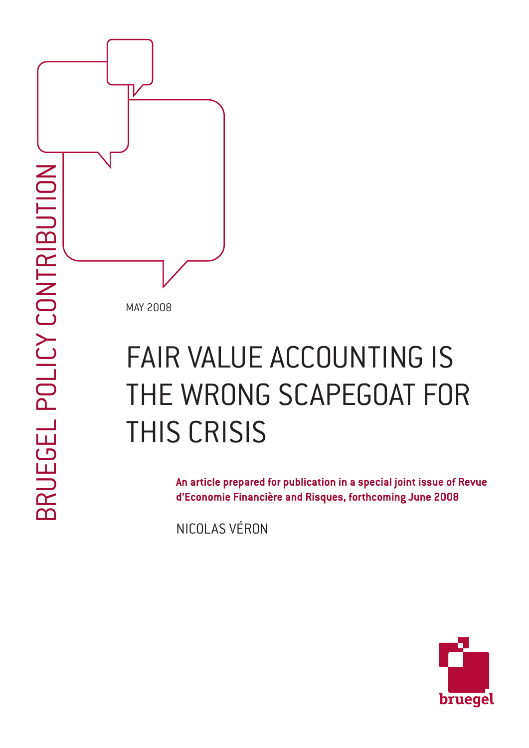BRUEGEL POLICY CONTRIBUTION

MAY 2008

# FAIR VALUE ACCOUNTING IS THE WRONG SCAPEGOAT FOR THIS CRISIS

**An article prepared for publication in a special joint issue of Revue d'Economie Financière and Risques, forthcoming June 2008**

NICOLAS VÉRON

bruegel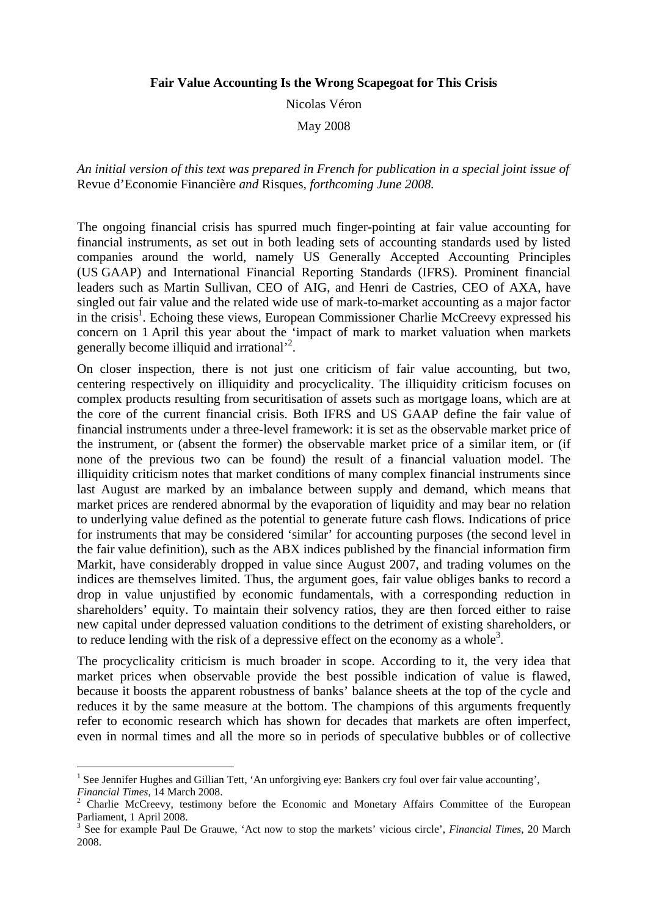**Fair Value Accounting Is the Wrong Scapegoat for This Crisis**

Nicolas Véron

May 2008

*An initial version of this text was prepared in French for publication in a special joint issue of* Revue d'Economie Financière *and* Risques*, forthcoming June 2008.*

The ongoing financial crisis has spurred much finger-pointing at fair value accounting for financial instruments, as set out in both leading sets of accounting standards used by listed companies around the world, namely US Generally Accepted Accounting Principles (US GAAP) and International Financial Reporting Standards (IFRS). Prominent financial leaders such as Martin Sullivan, CEO of AIG, and Henri de Castries, CEO of AXA, have singled out fair value and the related wide use of mark-to-market accounting as a major factor in the crisis[1]. Echoing these views, European Commissioner Charlie McCreevy expressed his concern on 1 April this year about the 'impact of mark to market valuation when markets generally become illiquid and irrational'[2].

On closer inspection, there is not just one criticism of fair value accounting, but two, centering respectively on illiquidity and procyclicality. The illiquidity criticism focuses on complex products resulting from securitisation of assets such as mortgage loans, which are at the core of the current financial crisis. Both IFRS and US GAAP define the fair value of financial instruments under a three-level framework: it is set as the observable market price of the instrument, or (absent the former) the observable market price of a similar item, or (if none of the previous two can be found) the result of a financial valuation model. The illiquidity criticism notes that market conditions of many complex financial instruments since last August are marked by an imbalance between supply and demand, which means that market prices are rendered abnormal by the evaporation of liquidity and may bear no relation to underlying value defined as the potential to generate future cash flows. Indications of price for instruments that may be considered 'similar' for accounting purposes (the second level in the fair value definition), such as the ABX indices published by the financial information firm Markit, have considerably dropped in value since August 2007, and trading volumes on the indices are themselves limited. Thus, the argument goes, fair value obliges banks to record a drop in value unjustified by economic fundamentals, with a corresponding reduction in shareholders' equity. To maintain their solvency ratios, they are then forced either to raise new capital under depressed valuation conditions to the detriment of existing shareholders, or to reduce lending with the risk of a depressive effect on the economy as a whole[3].

The procyclicality criticism is much broader in scope. According to it, the very idea that market prices when observable provide the best possible indication of value is flawed, because it boosts the apparent robustness of banks' balance sheets at the top of the cycle and reduces it by the same measure at the bottom. The champions of this arguments frequently refer to economic research which has shown for decades that markets are often imperfect, even in normal times and all the more so in periods of speculative bubbles or of collective

---

[1] See Jennifer Hughes and Gillian Tett, 'An unforgiving eye: Bankers cry foul over fair value accounting', *Financial Times*, 14 March 2008.

[2] Charlie McCreevy, testimony before the Economic and Monetary Affairs Committee of the European Parliament, 1 April 2008.

[3] See for example Paul De Grauwe, 'Act now to stop the markets' vicious circle', *Financial Times*, 20 March 2008.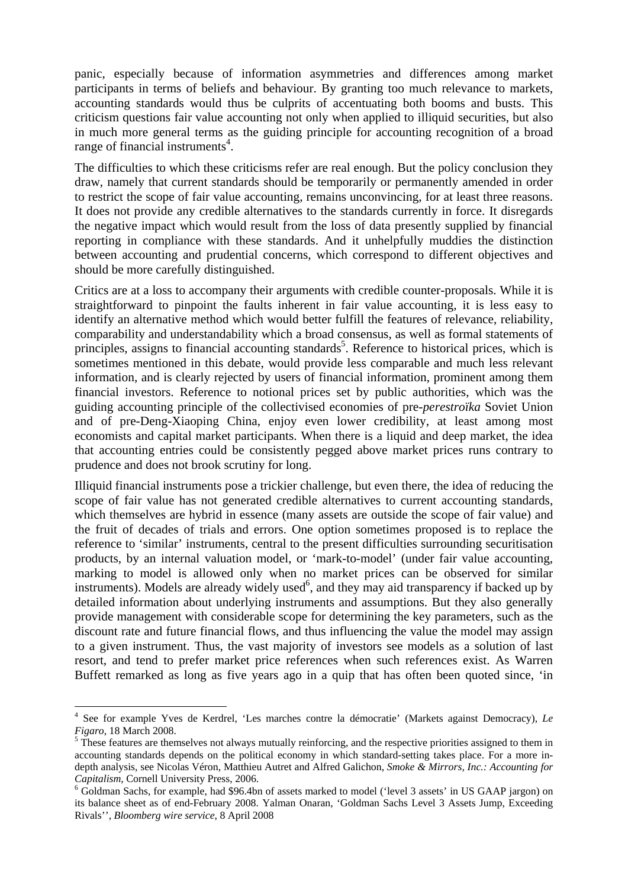panic, especially because of information asymmetries and differences among market participants in terms of beliefs and behaviour. By granting too much relevance to markets, accounting standards would thus be culprits of accentuating both booms and busts. This criticism questions fair value accounting not only when applied to illiquid securities, but also in much more general terms as the guiding principle for accounting recognition of a broad range of financial instruments[4].

The difficulties to which these criticisms refer are real enough. But the policy conclusion they draw, namely that current standards should be temporarily or permanently amended in order to restrict the scope of fair value accounting, remains unconvincing, for at least three reasons. It does not provide any credible alternatives to the standards currently in force. It disregards the negative impact which would result from the loss of data presently supplied by financial reporting in compliance with these standards. And it unhelpfully muddies the distinction between accounting and prudential concerns, which correspond to different objectives and should be more carefully distinguished.

Critics are at a loss to accompany their arguments with credible counter-proposals. While it is straightforward to pinpoint the faults inherent in fair value accounting, it is less easy to identify an alternative method which would better fulfill the features of relevance, reliability, comparability and understandability which a broad consensus, as well as formal statements of principles, assigns to financial accounting standards[5]. Reference to historical prices, which is sometimes mentioned in this debate, would provide less comparable and much less relevant information, and is clearly rejected by users of financial information, prominent among them financial investors. Reference to notional prices set by public authorities, which was the guiding accounting principle of the collectivised economies of pre-*perestroïka* Soviet Union and of pre-Deng-Xiaoping China, enjoy even lower credibility, at least among most economists and capital market participants. When there is a liquid and deep market, the idea that accounting entries could be consistently pegged above market prices runs contrary to prudence and does not brook scrutiny for long.

Illiquid financial instruments pose a trickier challenge, but even there, the idea of reducing the scope of fair value has not generated credible alternatives to current accounting standards, which themselves are hybrid in essence (many assets are outside the scope of fair value) and the fruit of decades of trials and errors. One option sometimes proposed is to replace the reference to 'similar' instruments, central to the present difficulties surrounding securitisation products, by an internal valuation model, or 'mark-to-model' (under fair value accounting, marking to model is allowed only when no market prices can be observed for similar instruments). Models are already widely used[6], and they may aid transparency if backed up by detailed information about underlying instruments and assumptions. But they also generally provide management with considerable scope for determining the key parameters, such as the discount rate and future financial flows, and thus influencing the value the model may assign to a given instrument. Thus, the vast majority of investors see models as a solution of last resort, and tend to prefer market price references when such references exist. As Warren Buffett remarked as long as five years ago in a quip that has often been quoted since, 'in

---

[4] See for example Yves de Kerdrel, 'Les marches contre la démocratie' (Markets against Democracy), *Le Figaro*, 18 March 2008.

[5] These features are themselves not always mutually reinforcing, and the respective priorities assigned to them in accounting standards depends on the political economy in which standard-setting takes place. For a more in-depth analysis, see Nicolas Véron, Matthieu Autret and Alfred Galichon, *Smoke & Mirrors, Inc.: Accounting for Capitalism*, Cornell University Press, 2006.

[6] Goldman Sachs, for example, had $96.4bn of assets marked to model ('level 3 assets' in US GAAP jargon) on its balance sheet as of end-February 2008. Yalman Onaran, 'Goldman Sachs Level 3 Assets Jump, Exceeding Rivals'', *Bloomberg wire service*, 8 April 2008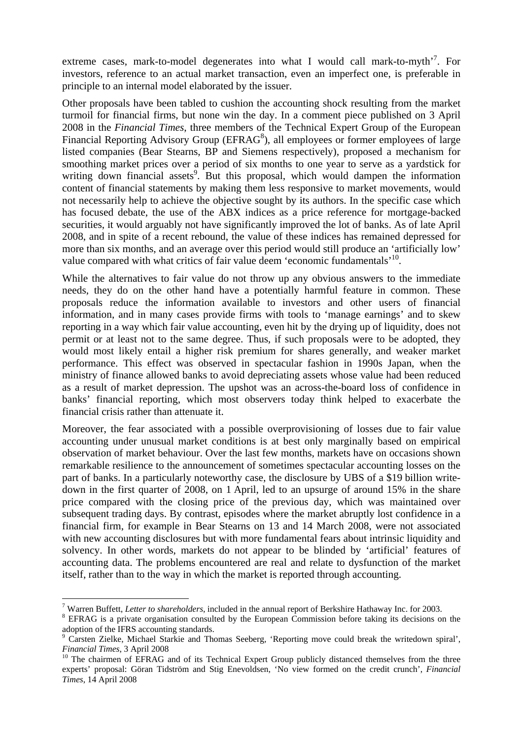extreme cases, mark-to-model degenerates into what I would call mark-to-myth'[7]. For investors, reference to an actual market transaction, even an imperfect one, is preferable in principle to an internal model elaborated by the issuer.

Other proposals have been tabled to cushion the accounting shock resulting from the market turmoil for financial firms, but none win the day. In a comment piece published on 3 April 2008 in the *Financial Times*, three members of the Technical Expert Group of the European Financial Reporting Advisory Group (EFRAG[8]), all employees or former employees of large listed companies (Bear Stearns, BP and Siemens respectively), proposed a mechanism for smoothing market prices over a period of six months to one year to serve as a yardstick for writing down financial assets[9]. But this proposal, which would dampen the information content of financial statements by making them less responsive to market movements, would not necessarily help to achieve the objective sought by its authors. In the specific case which has focused debate, the use of the ABX indices as a price reference for mortgage-backed securities, it would arguably not have significantly improved the lot of banks. As of late April 2008, and in spite of a recent rebound, the value of these indices has remained depressed for more than six months, and an average over this period would still produce an 'artificially low' value compared with what critics of fair value deem 'economic fundamentals'[10].

While the alternatives to fair value do not throw up any obvious answers to the immediate needs, they do on the other hand have a potentially harmful feature in common. These proposals reduce the information available to investors and other users of financial information, and in many cases provide firms with tools to 'manage earnings' and to skew reporting in a way which fair value accounting, even hit by the drying up of liquidity, does not permit or at least not to the same degree. Thus, if such proposals were to be adopted, they would most likely entail a higher risk premium for shares generally, and weaker market performance. This effect was observed in spectacular fashion in 1990s Japan, when the ministry of finance allowed banks to avoid depreciating assets whose value had been reduced as a result of market depression. The upshot was an across-the-board loss of confidence in banks' financial reporting, which most observers today think helped to exacerbate the financial crisis rather than attenuate it.

Moreover, the fear associated with a possible overprovisioning of losses due to fair value accounting under unusual market conditions is at best only marginally based on empirical observation of market behaviour. Over the last few months, markets have on occasions shown remarkable resilience to the announcement of sometimes spectacular accounting losses on the part of banks. In a particularly noteworthy case, the disclosure by UBS of a \$19 billion write-down in the first quarter of 2008, on 1 April, led to an upsurge of around 15% in the share price compared with the closing price of the previous day, which was maintained over subsequent trading days. By contrast, episodes where the market abruptly lost confidence in a financial firm, for example in Bear Stearns on 13 and 14 March 2008, were not associated with new accounting disclosures but with more fundamental fears about intrinsic liquidity and solvency. In other words, markets do not appear to be blinded by 'artificial' features of accounting data. The problems encountered are real and relate to dysfunction of the market itself, rather than to the way in which the market is reported through accounting.

---

[7] Warren Buffett, *Letter to shareholders*, included in the annual report of Berkshire Hathaway Inc. for 2003.

[8] EFRAG is a private organisation consulted by the European Commission before taking its decisions on the adoption of the IFRS accounting standards.

[9] Carsten Zielke, Michael Starkie and Thomas Seeberg, 'Reporting move could break the writedown spiral', *Financial Times*, 3 April 2008

[10] The chairmen of EFRAG and of its Technical Expert Group publicly distanced themselves from the three experts' proposal: Göran Tidström and Stig Enevoldsen, 'No view formed on the credit crunch', *Financial Times*, 14 April 2008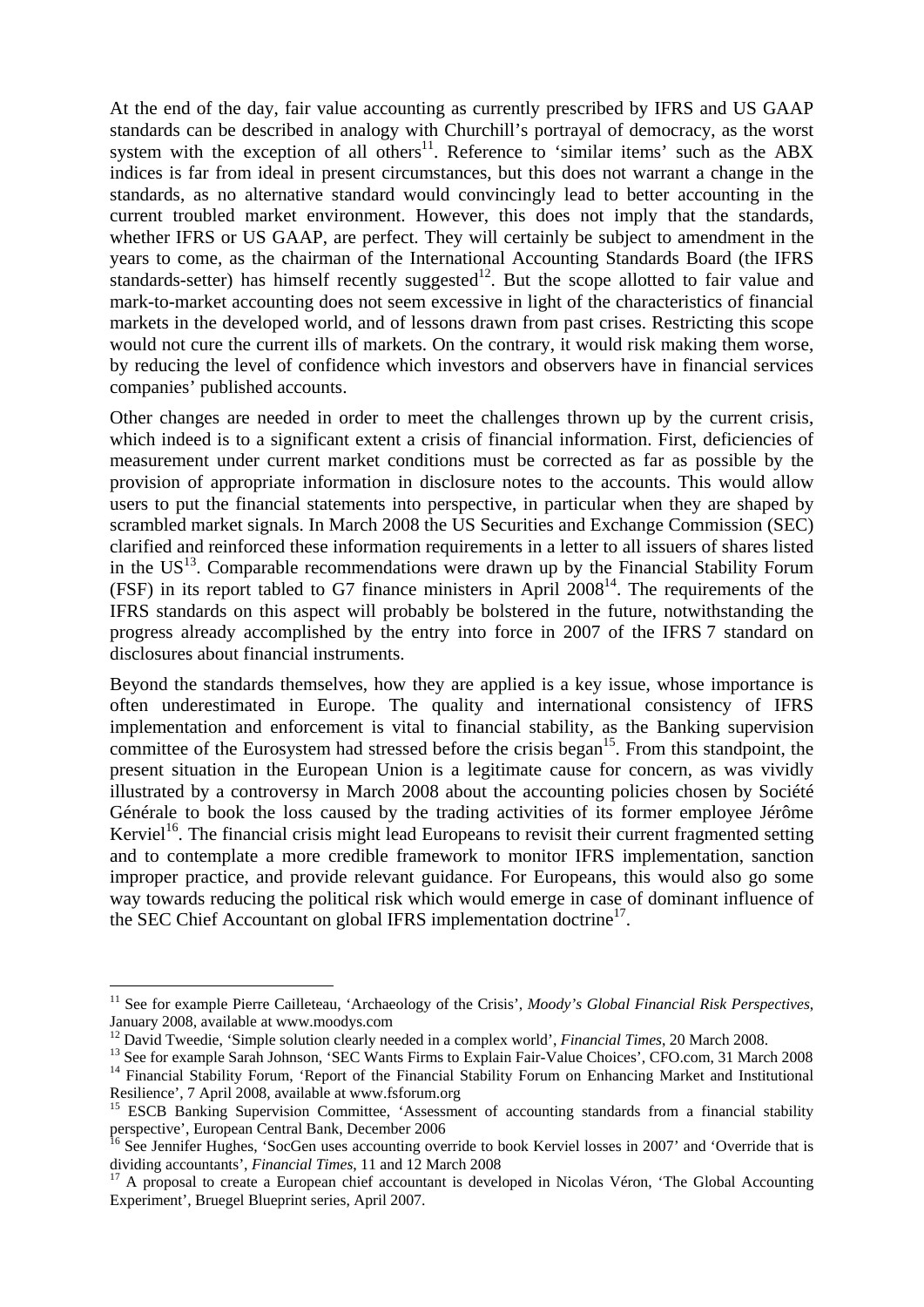At the end of the day, fair value accounting as currently prescribed by IFRS and US GAAP standards can be described in analogy with Churchill's portrayal of democracy, as the worst system with the exception of all others[11]. Reference to 'similar items' such as the ABX indices is far from ideal in present circumstances, but this does not warrant a change in the standards, as no alternative standard would convincingly lead to better accounting in the current troubled market environment. However, this does not imply that the standards, whether IFRS or US GAAP, are perfect. They will certainly be subject to amendment in the years to come, as the chairman of the International Accounting Standards Board (the IFRS standards-setter) has himself recently suggested[12]. But the scope allotted to fair value and mark-to-market accounting does not seem excessive in light of the characteristics of financial markets in the developed world, and of lessons drawn from past crises. Restricting this scope would not cure the current ills of markets. On the contrary, it would risk making them worse, by reducing the level of confidence which investors and observers have in financial services companies' published accounts.

Other changes are needed in order to meet the challenges thrown up by the current crisis, which indeed is to a significant extent a crisis of financial information. First, deficiencies of measurement under current market conditions must be corrected as far as possible by the provision of appropriate information in disclosure notes to the accounts. This would allow users to put the financial statements into perspective, in particular when they are shaped by scrambled market signals. In March 2008 the US Securities and Exchange Commission (SEC) clarified and reinforced these information requirements in a letter to all issuers of shares listed in the US[13]. Comparable recommendations were drawn up by the Financial Stability Forum (FSF) in its report tabled to G7 finance ministers in April 2008[14]. The requirements of the IFRS standards on this aspect will probably be bolstered in the future, notwithstanding the progress already accomplished by the entry into force in 2007 of the IFRS 7 standard on disclosures about financial instruments.

Beyond the standards themselves, how they are applied is a key issue, whose importance is often underestimated in Europe. The quality and international consistency of IFRS implementation and enforcement is vital to financial stability, as the Banking supervision committee of the Eurosystem had stressed before the crisis began[15]. From this standpoint, the present situation in the European Union is a legitimate cause for concern, as was vividly illustrated by a controversy in March 2008 about the accounting policies chosen by Société Générale to book the loss caused by the trading activities of its former employee Jérôme Kerviel[16]. The financial crisis might lead Europeans to revisit their current fragmented setting and to contemplate a more credible framework to monitor IFRS implementation, sanction improper practice, and provide relevant guidance. For Europeans, this would also go some way towards reducing the political risk which would emerge in case of dominant influence of the SEC Chief Accountant on global IFRS implementation doctrine[17].

---

[11] See for example Pierre Cailleteau, 'Archaeology of the Crisis', *Moody's Global Financial Risk Perspectives*, January 2008, available at www.moodys.com

[12] David Tweedie, 'Simple solution clearly needed in a complex world', *Financial Times*, 20 March 2008.

[13] See for example Sarah Johnson, 'SEC Wants Firms to Explain Fair-Value Choices', CFO.com, 31 March 2008

[14] Financial Stability Forum, 'Report of the Financial Stability Forum on Enhancing Market and Institutional Resilience', 7 April 2008, available at www.fsforum.org

[15] ESCB Banking Supervision Committee, 'Assessment of accounting standards from a financial stability perspective', European Central Bank, December 2006

[16] See Jennifer Hughes, 'SocGen uses accounting override to book Kerviel losses in 2007' and 'Override that is dividing accountants', *Financial Times*, 11 and 12 March 2008

[17] A proposal to create a European chief accountant is developed in Nicolas Véron, 'The Global Accounting Experiment', Bruegel Blueprint series, April 2007.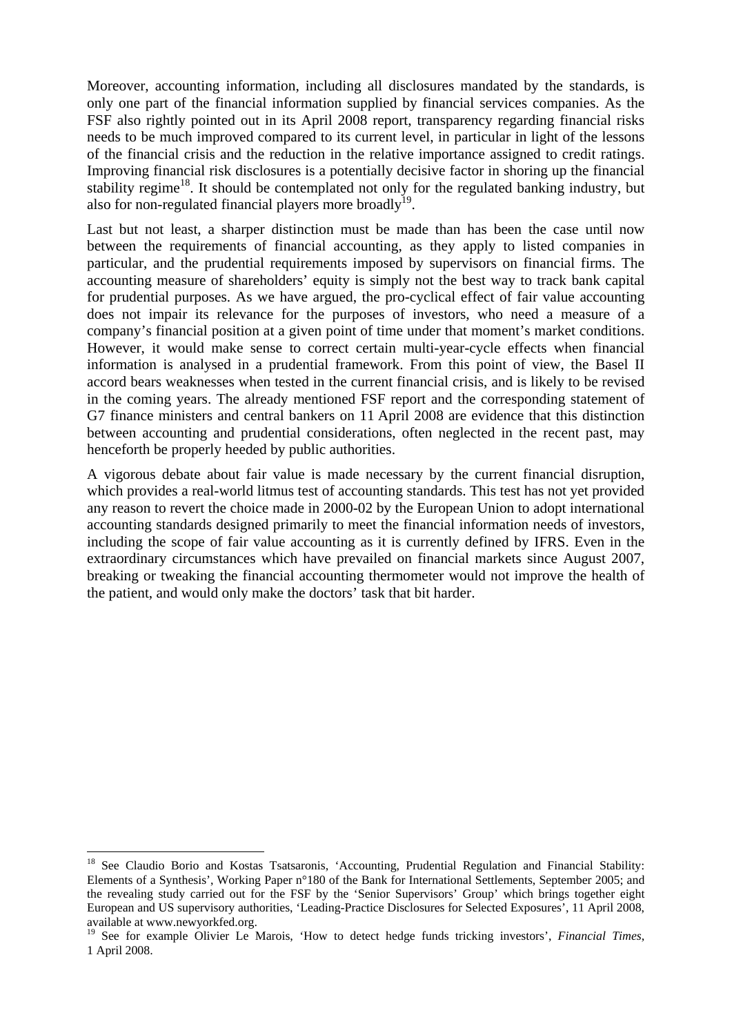Moreover, accounting information, including all disclosures mandated by the standards, is only one part of the financial information supplied by financial services companies. As the FSF also rightly pointed out in its April 2008 report, transparency regarding financial risks needs to be much improved compared to its current level, in particular in light of the lessons of the financial crisis and the reduction in the relative importance assigned to credit ratings. Improving financial risk disclosures is a potentially decisive factor in shoring up the financial stability regime[18]. It should be contemplated not only for the regulated banking industry, but also for non-regulated financial players more broadly[19].

Last but not least, a sharper distinction must be made than has been the case until now between the requirements of financial accounting, as they apply to listed companies in particular, and the prudential requirements imposed by supervisors on financial firms. The accounting measure of shareholders' equity is simply not the best way to track bank capital for prudential purposes. As we have argued, the pro-cyclical effect of fair value accounting does not impair its relevance for the purposes of investors, who need a measure of a company's financial position at a given point of time under that moment's market conditions. However, it would make sense to correct certain multi-year-cycle effects when financial information is analysed in a prudential framework. From this point of view, the Basel II accord bears weaknesses when tested in the current financial crisis, and is likely to be revised in the coming years. The already mentioned FSF report and the corresponding statement of G7 finance ministers and central bankers on 11 April 2008 are evidence that this distinction between accounting and prudential considerations, often neglected in the recent past, may henceforth be properly heeded by public authorities.

A vigorous debate about fair value is made necessary by the current financial disruption, which provides a real-world litmus test of accounting standards. This test has not yet provided any reason to revert the choice made in 2000-02 by the European Union to adopt international accounting standards designed primarily to meet the financial information needs of investors, including the scope of fair value accounting as it is currently defined by IFRS. Even in the extraordinary circumstances which have prevailed on financial markets since August 2007, breaking or tweaking the financial accounting thermometer would not improve the health of the patient, and would only make the doctors' task that bit harder.

---

[18] See Claudio Borio and Kostas Tsatsaronis, 'Accounting, Prudential Regulation and Financial Stability: Elements of a Synthesis', Working Paper n°180 of the Bank for International Settlements, September 2005; and the revealing study carried out for the FSF by the 'Senior Supervisors' Group' which brings together eight European and US supervisory authorities, 'Leading-Practice Disclosures for Selected Exposures', 11 April 2008, available at www.newyorkfed.org.

[19] See for example Olivier Le Marois, 'How to detect hedge funds tricking investors', *Financial Times*, 1 April 2008.